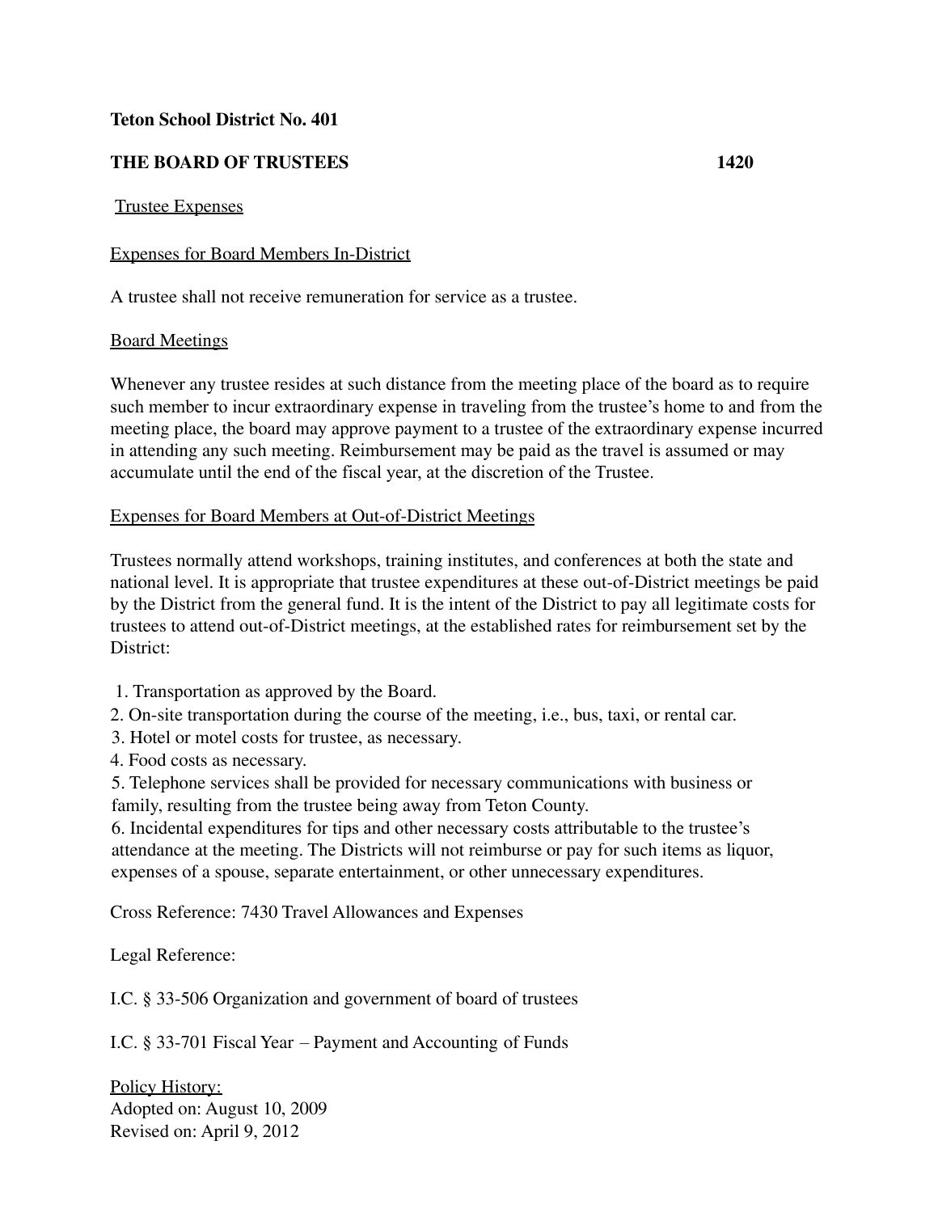**Teton School District No. 401**

**THE BOARD OF TRUSTEES 1420**

Trustee Expenses

Expenses for Board Members In-District

A trustee shall not receive remuneration for service as a trustee.

Board Meetings

Whenever any trustee resides at such distance from the meeting place of the board as to require such member to incur extraordinary expense in traveling from the trustee's home to and from the meeting place, the board may approve payment to a trustee of the extraordinary expense incurred in attending any such meeting. Reimbursement may be paid as the travel is assumed or may accumulate until the end of the fiscal year, at the discretion of the Trustee.

Expenses for Board Members at Out-of-District Meetings

Trustees normally attend workshops, training institutes, and conferences at both the state and national level. It is appropriate that trustee expenditures at these out-of-District meetings be paid by the District from the general fund. It is the intent of the District to pay all legitimate costs for trustees to attend out-of-District meetings, at the established rates for reimbursement set by the District:

1. Transportation as approved by the Board.
2. On-site transportation during the course of the meeting, i.e., bus, taxi, or rental car.
3. Hotel or motel costs for trustee, as necessary.
4. Food costs as necessary.
5. Telephone services shall be provided for necessary communications with business or family, resulting from the trustee being away from Teton County.
6. Incidental expenditures for tips and other necessary costs attributable to the trustee's attendance at the meeting. The Districts will not reimburse or pay for such items as liquor, expenses of a spouse, separate entertainment, or other unnecessary expenditures.

Cross Reference: 7430 Travel Allowances and Expenses

Legal Reference:

I.C. § 33-506 Organization and government of board of trustees

I.C. § 33-701 Fiscal Year – Payment and Accounting of Funds

Policy History:
Adopted on: August 10, 2009
Revised on: April 9, 2012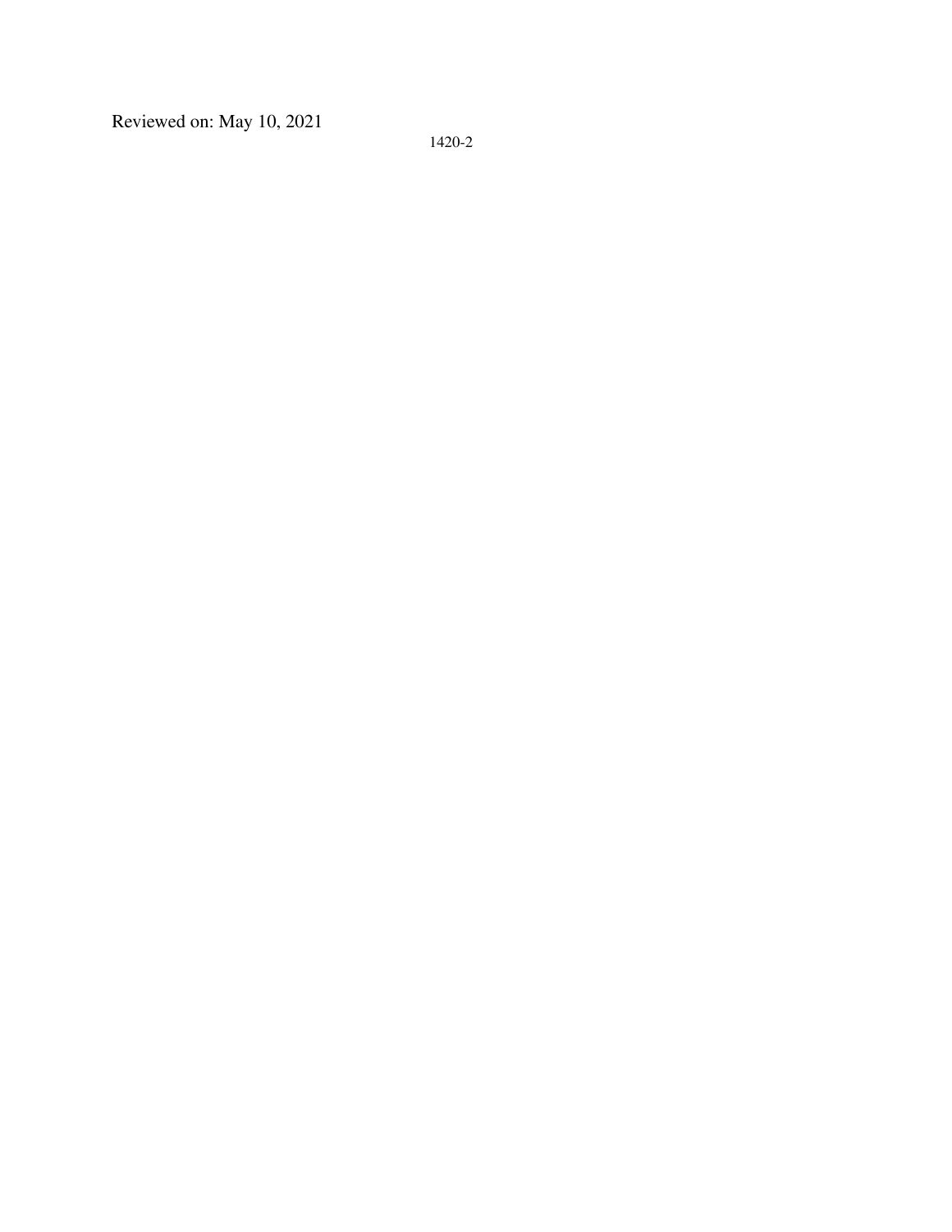Reviewed on: May 10, 2021